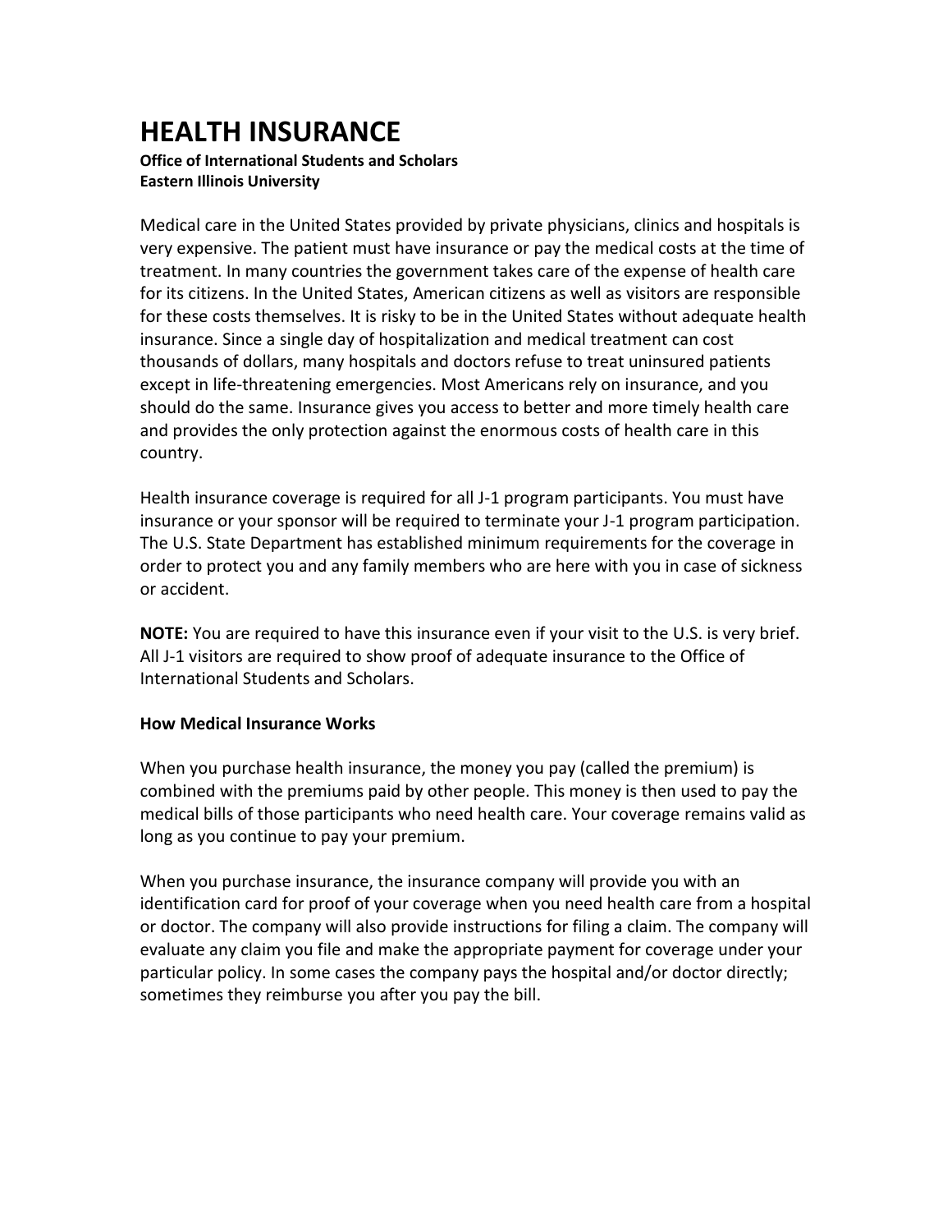# HEALTH INSURANCE

**Office of International Students and Scholars**
**Eastern Illinois University**

Medical care in the United States provided by private physicians, clinics and hospitals is very expensive. The patient must have insurance or pay the medical costs at the time of treatment. In many countries the government takes care of the expense of health care for its citizens. In the United States, American citizens as well as visitors are responsible for these costs themselves. It is risky to be in the United States without adequate health insurance. Since a single day of hospitalization and medical treatment can cost thousands of dollars, many hospitals and doctors refuse to treat uninsured patients except in life-threatening emergencies. Most Americans rely on insurance, and you should do the same. Insurance gives you access to better and more timely health care and provides the only protection against the enormous costs of health care in this country.

Health insurance coverage is required for all J-1 program participants. You must have insurance or your sponsor will be required to terminate your J-1 program participation. The U.S. State Department has established minimum requirements for the coverage in order to protect you and any family members who are here with you in case of sickness or accident.

**NOTE:** You are required to have this insurance even if your visit to the U.S. is very brief. All J-1 visitors are required to show proof of adequate insurance to the Office of International Students and Scholars.

**How Medical Insurance Works**

When you purchase health insurance, the money you pay (called the premium) is combined with the premiums paid by other people. This money is then used to pay the medical bills of those participants who need health care. Your coverage remains valid as long as you continue to pay your premium.

When you purchase insurance, the insurance company will provide you with an identification card for proof of your coverage when you need health care from a hospital or doctor. The company will also provide instructions for filing a claim. The company will evaluate any claim you file and make the appropriate payment for coverage under your particular policy. In some cases the company pays the hospital and/or doctor directly; sometimes they reimburse you after you pay the bill.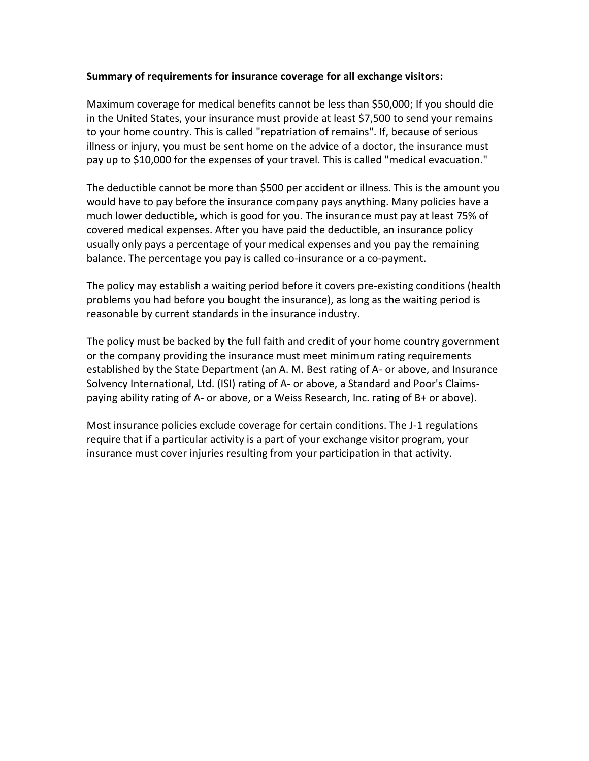**Summary of requirements for insurance coverage for all exchange visitors:**

Maximum coverage for medical benefits cannot be less than $50,000; If you should die in the United States, your insurance must provide at least $7,500 to send your remains to your home country. This is called "repatriation of remains". If, because of serious illness or injury, you must be sent home on the advice of a doctor, the insurance must pay up to $10,000 for the expenses of your travel. This is called "medical evacuation."

The deductible cannot be more than $500 per accident or illness. This is the amount you would have to pay before the insurance company pays anything. Many policies have a much lower deductible, which is good for you. The insurance must pay at least 75% of covered medical expenses. After you have paid the deductible, an insurance policy usually only pays a percentage of your medical expenses and you pay the remaining balance. The percentage you pay is called co-insurance or a co-payment.

The policy may establish a waiting period before it covers pre-existing conditions (health problems you had before you bought the insurance), as long as the waiting period is reasonable by current standards in the insurance industry.

The policy must be backed by the full faith and credit of your home country government or the company providing the insurance must meet minimum rating requirements established by the State Department (an A. M. Best rating of A- or above, and Insurance Solvency International, Ltd. (ISI) rating of A- or above, a Standard and Poor's Claims-paying ability rating of A- or above, or a Weiss Research, Inc. rating of B+ or above).

Most insurance policies exclude coverage for certain conditions. The J-1 regulations require that if a particular activity is a part of your exchange visitor program, your insurance must cover injuries resulting from your participation in that activity.